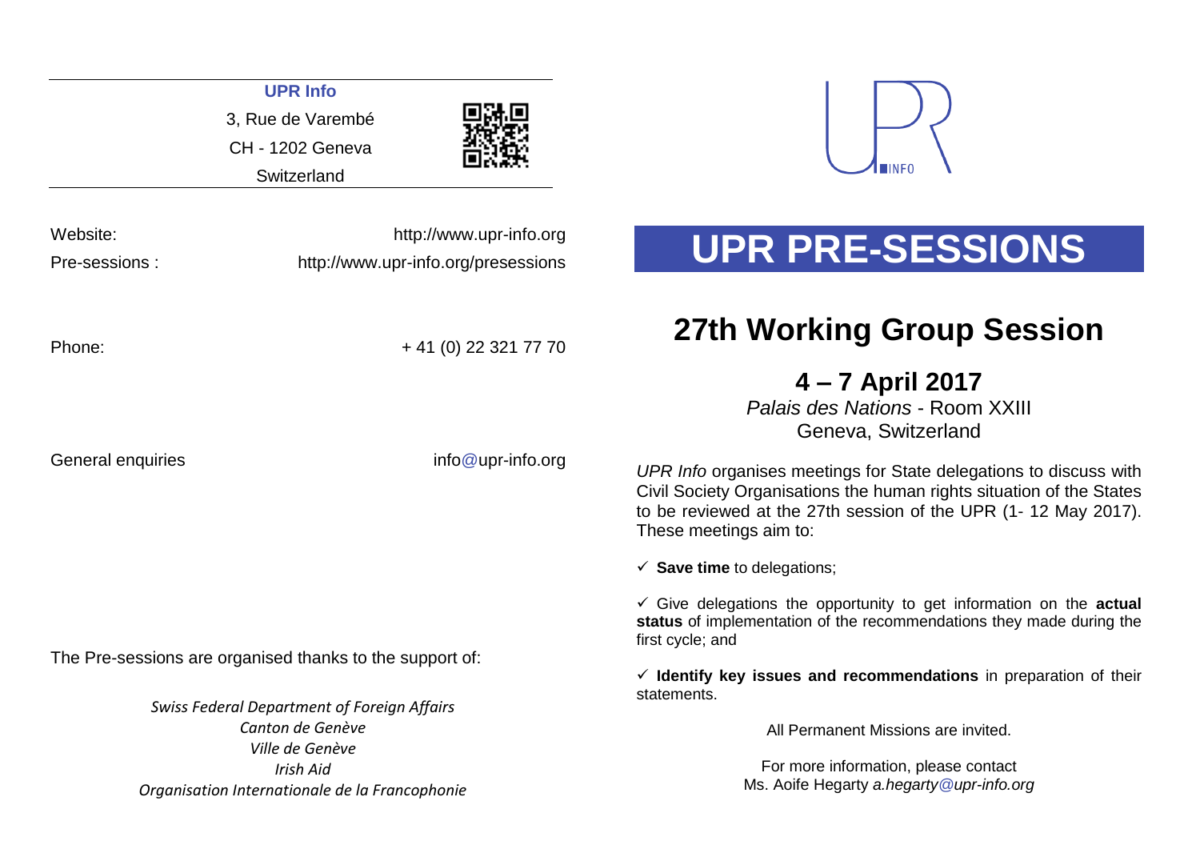**UPR Info**

3, Rue de Varembé

CH - 1202 Geneva

Switzerland

Website: http://www.upr-info.org

Pre-sessions : http://www.upr-info.org/presessions

Phone: + 41 (0) 22 321 77 70

General enquiries info@upr-info.org

The Pre-sessions are organised thanks to the support of:

*Swiss Federal Department of Foreign Affairs*
*Canton de Genève*
*Ville de Genève*
*Irish Aid*
*Organisation Internationale de la Francophonie*

# UPR PRE-SESSIONS

## 27th Working Group Session

### 4 – 7 April 2017

*Palais des Nations* - Room XXIII
Geneva, Switzerland

*UPR Info* organises meetings for State delegations to discuss with Civil Society Organisations the human rights situation of the States to be reviewed at the 27th session of the UPR (1- 12 May 2017). These meetings aim to:

- ✓ **Save time** to delegations;
- ✓ Give delegations the opportunity to get information on the **actual status** of implementation of the recommendations they made during the first cycle; and
- ✓ **Identify key issues and recommendations** in preparation of their statements.

All Permanent Missions are invited.

For more information, please contact
Ms. Aoife Hegarty *a.hegarty@upr-info.org*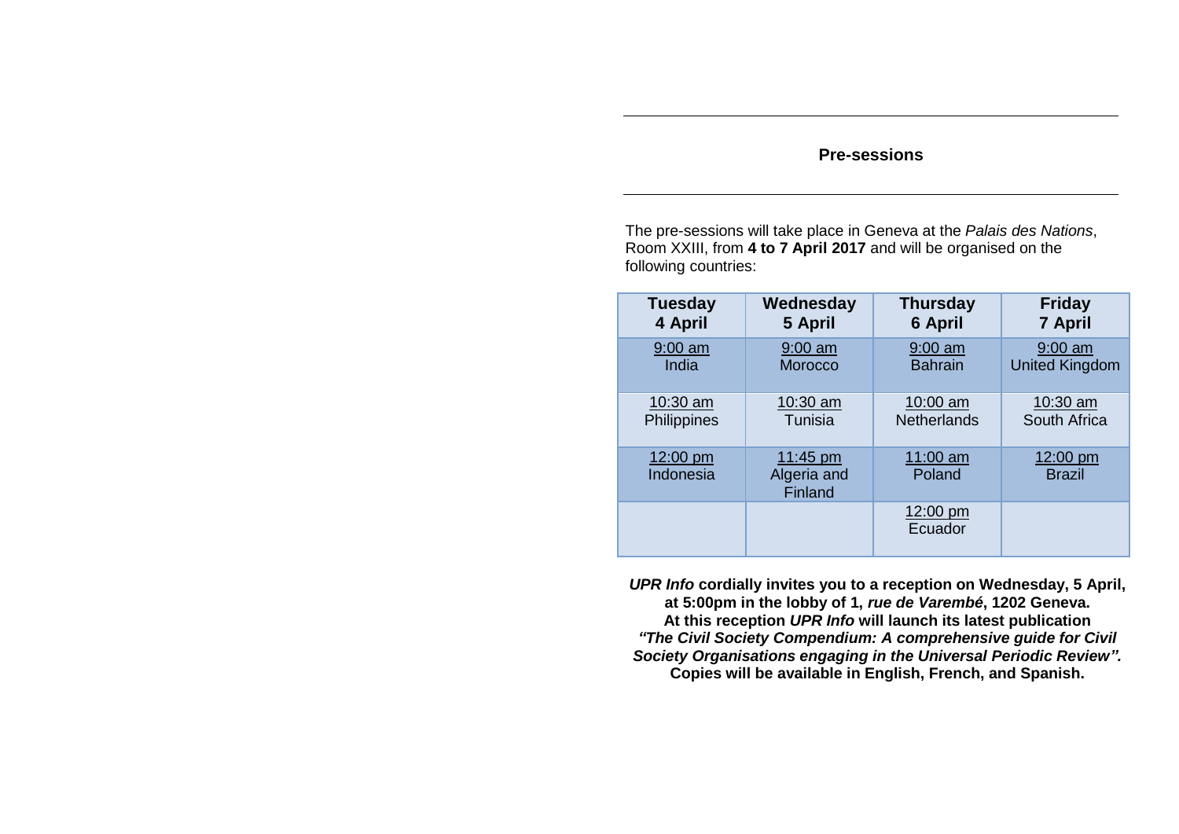## Pre-sessions

The pre-sessions will take place in Geneva at the *Palais des Nations*, Room XXIII, from **4 to 7 April 2017** and will be organised on the following countries:

| Tuesday 4 April | Wednesday 5 April | Thursday 6 April | Friday 7 April |
| --- | --- | --- | --- |
| 9:00 am India | 9:00 am Morocco | 9:00 am Bahrain | 9:00 am United Kingdom |
| 10:30 am Philippines | 10:30 am Tunisia | 10:00 am Netherlands | 10:30 am South Africa |
| 12:00 pm Indonesia | 11:45 pm Algeria and Finland | 11:00 am Poland | 12:00 pm Brazil |
| | | 12:00 pm Ecuador | |

***UPR Info* cordially invites you to a reception on Wednesday, 5 April, at 5:00pm in the lobby of 1, *rue de Varembé*, 1202 Geneva.**
**At this reception *UPR Info* will launch its latest publication *"The Civil Society Compendium: A comprehensive guide for Civil Society Organisations engaging in the Universal Periodic Review"*.**
**Copies will be available in English, French, and Spanish.**